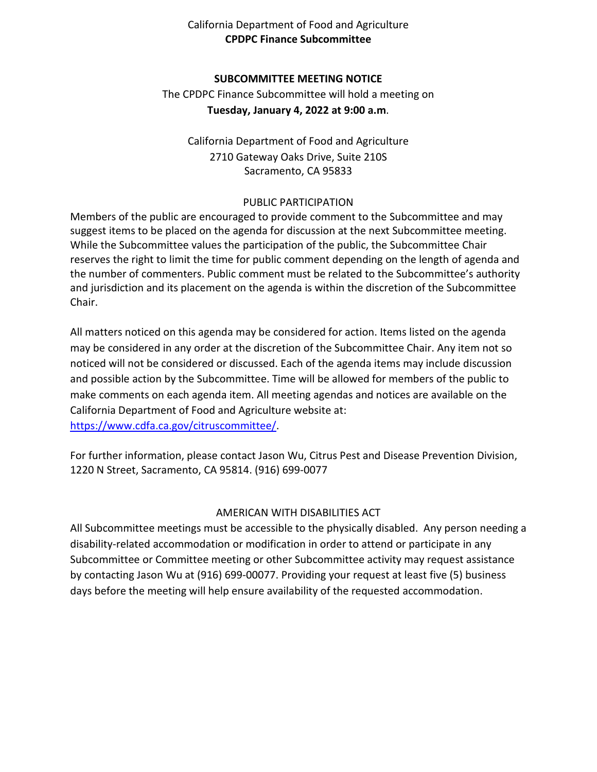California Department of Food and Agriculture

**CPDPC Finance Subcommittee**

## SUBCOMMITTEE MEETING NOTICE

The CPDPC Finance Subcommittee will hold a meeting on

**Tuesday, January 4, 2022 at 9:00 a.m**.

California Department of Food and Agriculture
2710 Gateway Oaks Drive, Suite 210S
Sacramento, CA 95833

### PUBLIC PARTICIPATION

Members of the public are encouraged to provide comment to the Subcommittee and may suggest items to be placed on the agenda for discussion at the next Subcommittee meeting. While the Subcommittee values the participation of the public, the Subcommittee Chair reserves the right to limit the time for public comment depending on the length of agenda and the number of commenters. Public comment must be related to the Subcommittee's authority and jurisdiction and its placement on the agenda is within the discretion of the Subcommittee Chair.

All matters noticed on this agenda may be considered for action. Items listed on the agenda may be considered in any order at the discretion of the Subcommittee Chair. Any item not so noticed will not be considered or discussed. Each of the agenda items may include discussion and possible action by the Subcommittee. Time will be allowed for members of the public to make comments on each agenda item. All meeting agendas and notices are available on the California Department of Food and Agriculture website at: https://www.cdfa.ca.gov/citruscommittee/.

For further information, please contact Jason Wu, Citrus Pest and Disease Prevention Division, 1220 N Street, Sacramento, CA 95814. (916) 699-0077

### AMERICAN WITH DISABILITIES ACT

All Subcommittee meetings must be accessible to the physically disabled. Any person needing a disability-related accommodation or modification in order to attend or participate in any Subcommittee or Committee meeting or other Subcommittee activity may request assistance by contacting Jason Wu at (916) 699-00077. Providing your request at least five (5) business days before the meeting will help ensure availability of the requested accommodation.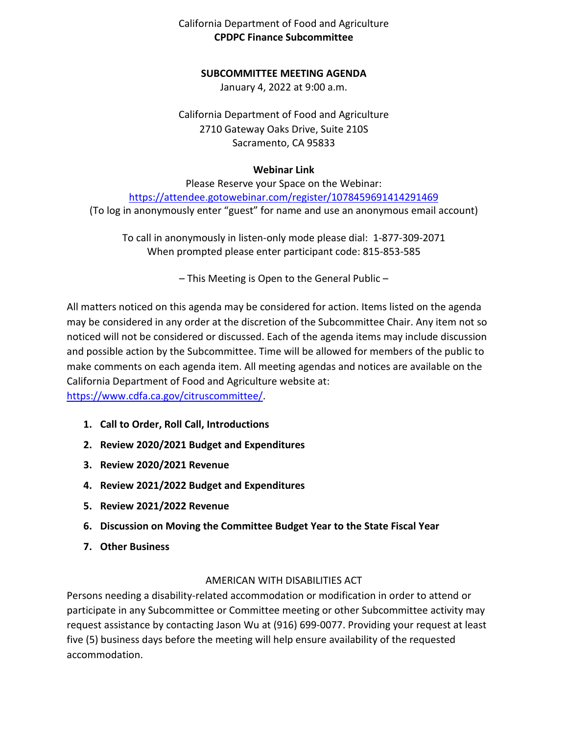California Department of Food and Agriculture

**CPDPC Finance Subcommittee**

**SUBCOMMITTEE MEETING AGENDA**

January 4, 2022 at 9:00 a.m.

California Department of Food and Agriculture
2710 Gateway Oaks Drive, Suite 210S
Sacramento, CA 95833

**Webinar Link**

Please Reserve your Space on the Webinar:
https://attendee.gotowebinar.com/register/1078459691414291469
(To log in anonymously enter "guest" for name and use an anonymous email account)

To call in anonymously in listen-only mode please dial: 1-877-309-2071
When prompted please enter participant code: 815-853-585

– This Meeting is Open to the General Public –

All matters noticed on this agenda may be considered for action. Items listed on the agenda may be considered in any order at the discretion of the Subcommittee Chair. Any item not so noticed will not be considered or discussed. Each of the agenda items may include discussion and possible action by the Subcommittee. Time will be allowed for members of the public to make comments on each agenda item. All meeting agendas and notices are available on the California Department of Food and Agriculture website at: https://www.cdfa.ca.gov/citruscommittee/.

1. **Call to Order, Roll Call, Introductions**
2. **Review 2020/2021 Budget and Expenditures**
3. **Review 2020/2021 Revenue**
4. **Review 2021/2022 Budget and Expenditures**
5. **Review 2021/2022 Revenue**
6. **Discussion on Moving the Committee Budget Year to the State Fiscal Year**
7. **Other Business**

AMERICAN WITH DISABILITIES ACT

Persons needing a disability-related accommodation or modification in order to attend or participate in any Subcommittee or Committee meeting or other Subcommittee activity may request assistance by contacting Jason Wu at (916) 699-0077. Providing your request at least five (5) business days before the meeting will help ensure availability of the requested accommodation.